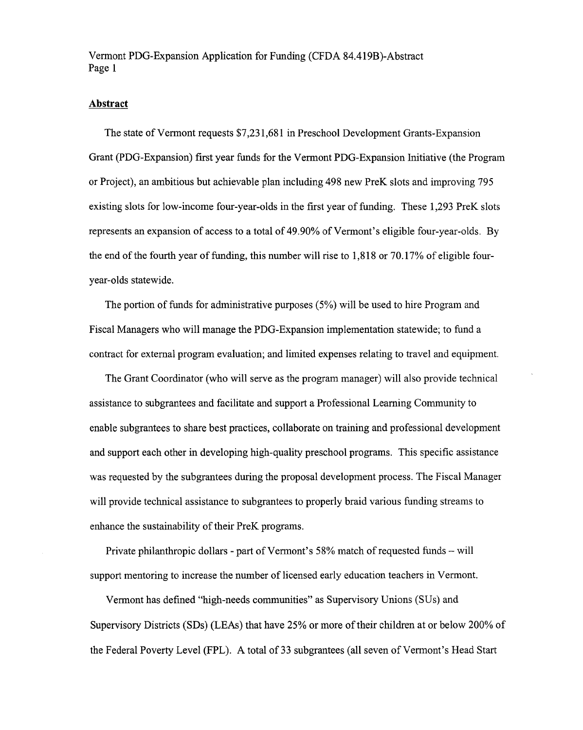## Abstract

The state of Vermont requests $7,231,681 in Preschool Development Grants-Expansion Grant (PDG-Expansion) first year funds for the Vermont PDG-Expansion Initiative (the Program or Project), an ambitious but achievable plan including 498 new PreK slots and improving 795 existing slots for low-income four-year-olds in the first year of funding. These 1,293 PreK slots represents an expansion of access to a total of 49.90% of Vermont's eligible four-year-olds. By the end of the fourth year of funding, this number will rise to 1,818 or 70.17% of eligible four-year-olds statewide.

The portion of funds for administrative purposes (5%) will be used to hire Program and Fiscal Managers who will manage the PDG-Expansion implementation statewide; to fund a contract for external program evaluation; and limited expenses relating to travel and equipment.

The Grant Coordinator (who will serve as the program manager) will also provide technical assistance to subgrantees and facilitate and support a Professional Learning Community to enable subgrantees to share best practices, collaborate on training and professional development and support each other in developing high-quality preschool programs. This specific assistance was requested by the subgrantees during the proposal development process. The Fiscal Manager will provide technical assistance to subgrantees to properly braid various funding streams to enhance the sustainability of their PreK programs.

Private philanthropic dollars - part of Vermont's 58% match of requested funds – will support mentoring to increase the number of licensed early education teachers in Vermont.

Vermont has defined "high-needs communities" as Supervisory Unions (SUs) and Supervisory Districts (SDs) (LEAs) that have 25% or more of their children at or below 200% of the Federal Poverty Level (FPL). A total of 33 subgrantees (all seven of Vermont's Head Start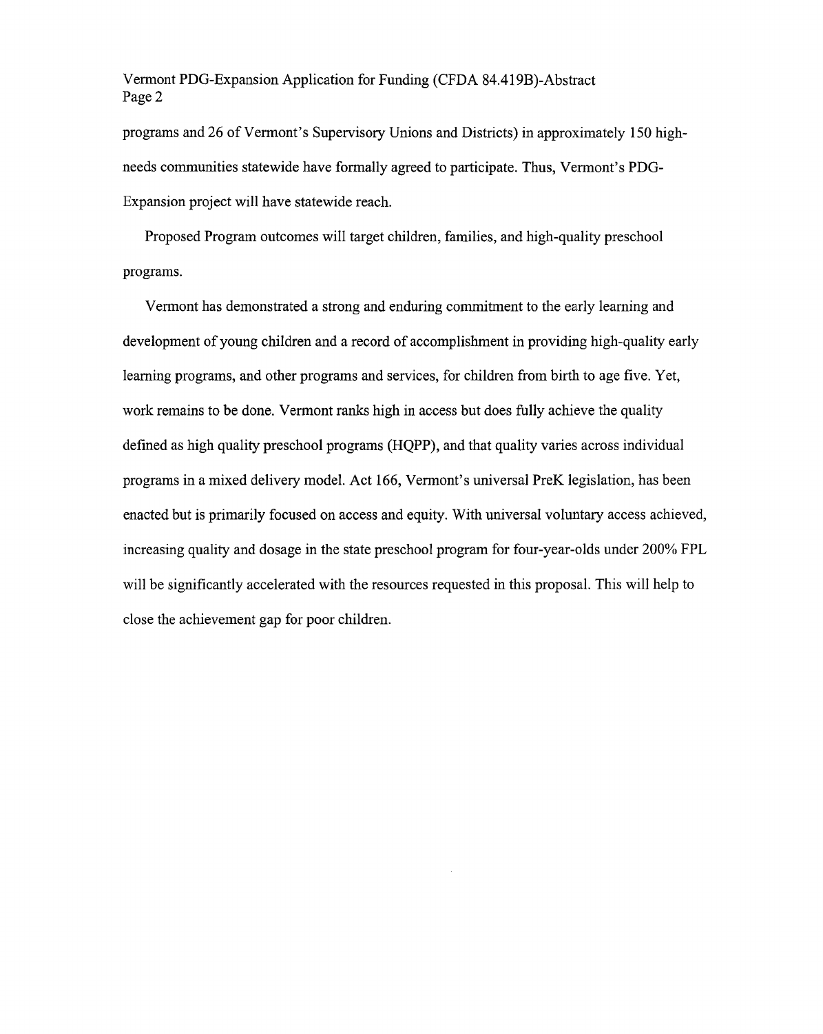programs and 26 of Vermont's Supervisory Unions and Districts) in approximately 150 high-needs communities statewide have formally agreed to participate. Thus, Vermont's PDG-Expansion project will have statewide reach.

Proposed Program outcomes will target children, families, and high-quality preschool programs.

Vermont has demonstrated a strong and enduring commitment to the early learning and development of young children and a record of accomplishment in providing high-quality early learning programs, and other programs and services, for children from birth to age five. Yet, work remains to be done. Vermont ranks high in access but does fully achieve the quality defined as high quality preschool programs (HQPP), and that quality varies across individual programs in a mixed delivery model. Act 166, Vermont's universal PreK legislation, has been enacted but is primarily focused on access and equity. With universal voluntary access achieved, increasing quality and dosage in the state preschool program for four-year-olds under 200% FPL will be significantly accelerated with the resources requested in this proposal. This will help to close the achievement gap for poor children.